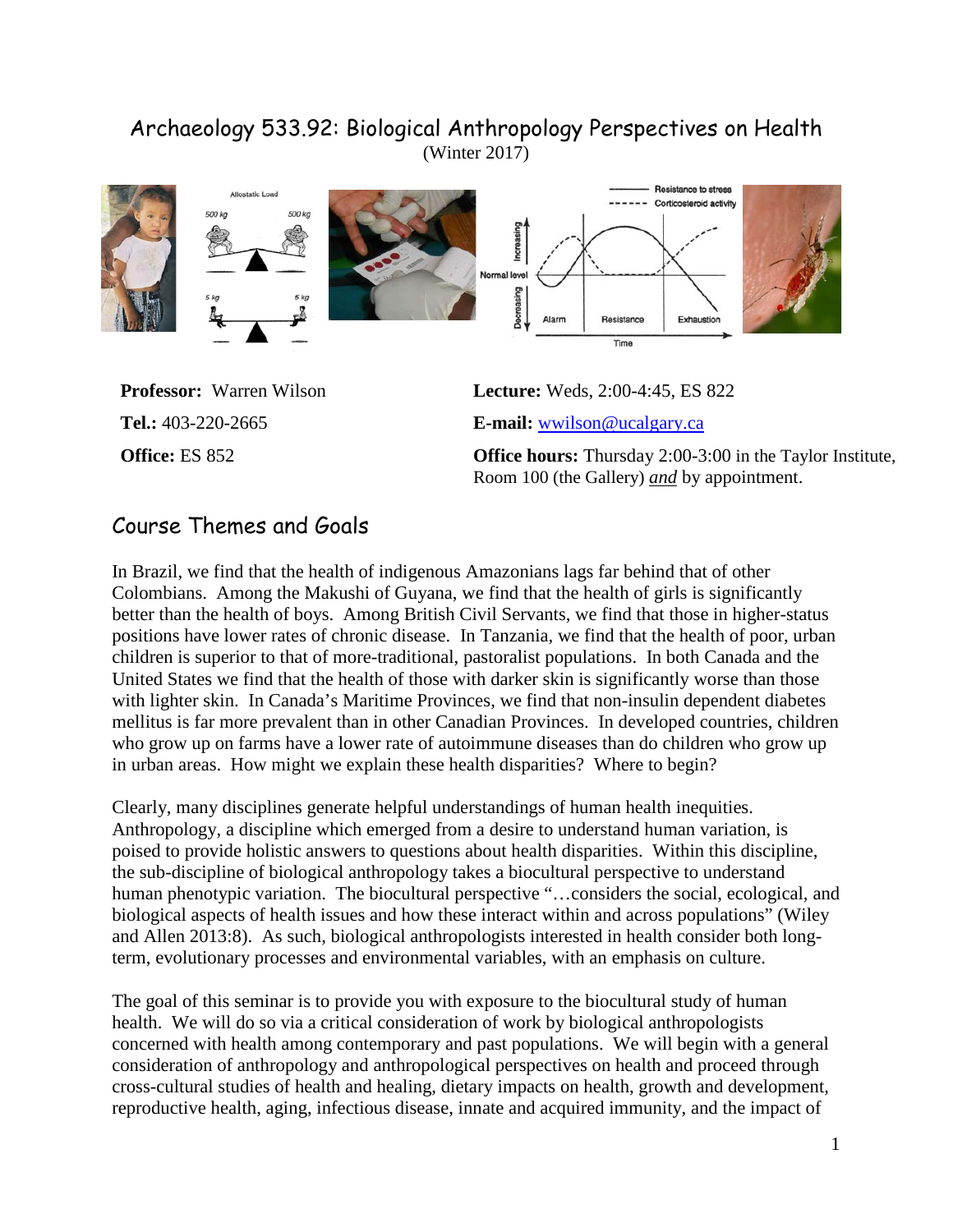# Archaeology 533.92: Biological Anthropology Perspectives on Health

(Winter 2017)

**Professor:** Warren Wilson

**Tel.:** 403-220-2665

**Office:** ES 852

**Lecture:** Weds, 2:00-4:45, ES 822

**E-mail:** wwilson@ucalgary.ca

**Office hours:** Thursday 2:00-3:00 in the Taylor Institute, Room 100 (the Gallery) ***and*** by appointment.

## Course Themes and Goals

In Brazil, we find that the health of indigenous Amazonians lags far behind that of other Colombians. Among the Makushi of Guyana, we find that the health of girls is significantly better than the health of boys. Among British Civil Servants, we find that those in higher-status positions have lower rates of chronic disease. In Tanzania, we find that the health of poor, urban children is superior to that of more-traditional, pastoralist populations. In both Canada and the United States we find that the health of those with darker skin is significantly worse than those with lighter skin. In Canada's Maritime Provinces, we find that non-insulin dependent diabetes mellitus is far more prevalent than in other Canadian Provinces. In developed countries, children who grow up on farms have a lower rate of autoimmune diseases than do children who grow up in urban areas. How might we explain these health disparities? Where to begin?

Clearly, many disciplines generate helpful understandings of human health inequities. Anthropology, a discipline which emerged from a desire to understand human variation, is poised to provide holistic answers to questions about health disparities. Within this discipline, the sub-discipline of biological anthropology takes a biocultural perspective to understand human phenotypic variation. The biocultural perspective "…considers the social, ecological, and biological aspects of health issues and how these interact within and across populations" (Wiley and Allen 2013:8). As such, biological anthropologists interested in health consider both long-term, evolutionary processes and environmental variables, with an emphasis on culture.

The goal of this seminar is to provide you with exposure to the biocultural study of human health. We will do so via a critical consideration of work by biological anthropologists concerned with health among contemporary and past populations. We will begin with a general consideration of anthropology and anthropological perspectives on health and proceed through cross-cultural studies of health and healing, dietary impacts on health, growth and development, reproductive health, aging, infectious disease, innate and acquired immunity, and the impact of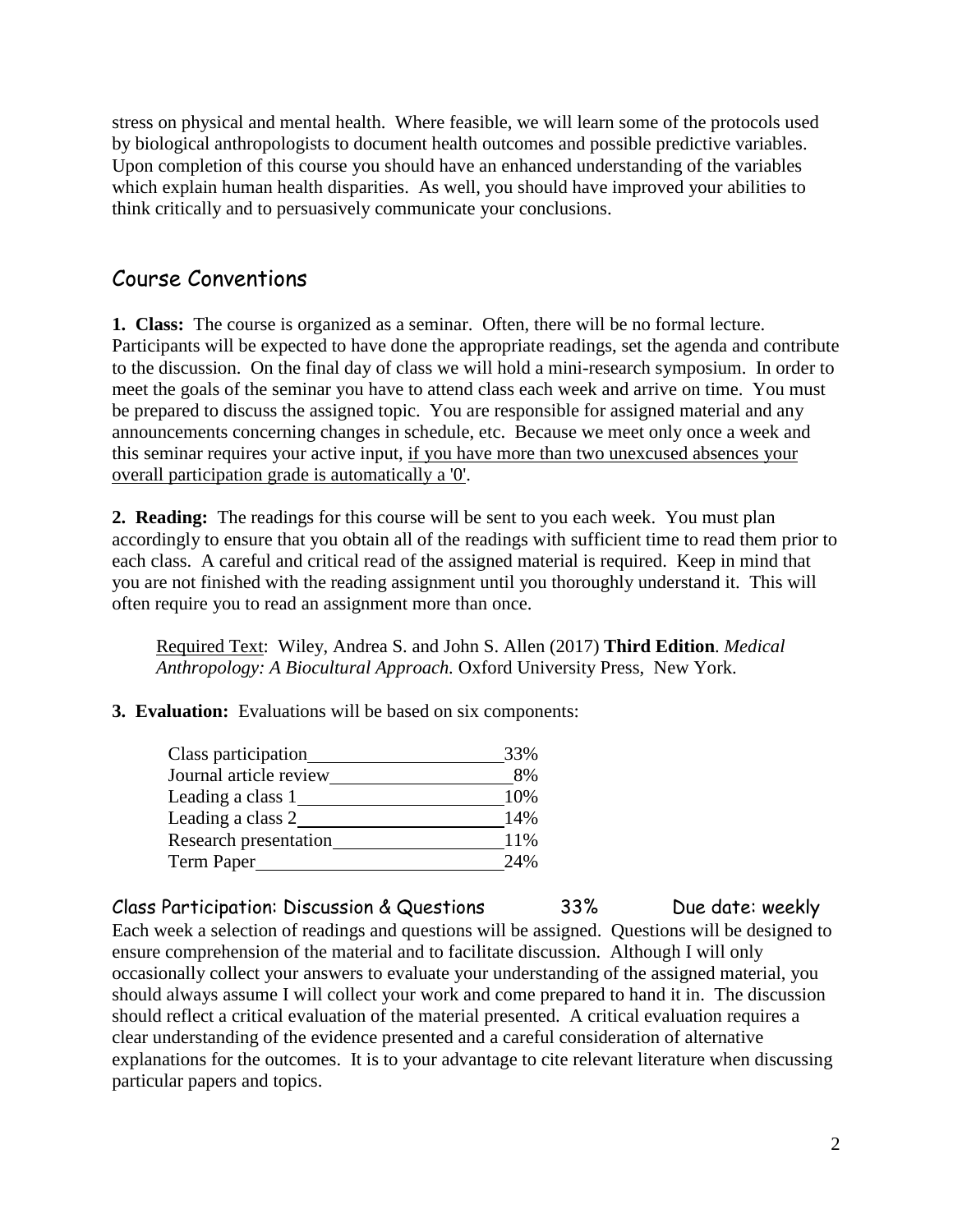stress on physical and mental health. Where feasible, we will learn some of the protocols used by biological anthropologists to document health outcomes and possible predictive variables. Upon completion of this course you should have an enhanced understanding of the variables which explain human health disparities. As well, you should have improved your abilities to think critically and to persuasively communicate your conclusions.

## Course Conventions

**1. Class:** The course is organized as a seminar. Often, there will be no formal lecture. Participants will be expected to have done the appropriate readings, set the agenda and contribute to the discussion. On the final day of class we will hold a mini-research symposium. In order to meet the goals of the seminar you have to attend class each week and arrive on time. You must be prepared to discuss the assigned topic. You are responsible for assigned material and any announcements concerning changes in schedule, etc. Because we meet only once a week and this seminar requires your active input, if you have more than two unexcused absences your overall participation grade is automatically a '0'.

**2. Reading:** The readings for this course will be sent to you each week. You must plan accordingly to ensure that you obtain all of the readings with sufficient time to read them prior to each class. A careful and critical read of the assigned material is required. Keep in mind that you are not finished with the reading assignment until you thoroughly understand it. This will often require you to read an assignment more than once.

Required Text: Wiley, Andrea S. and John S. Allen (2017) **Third Edition**. *Medical Anthropology: A Biocultural Approach.* Oxford University Press, New York.

**3. Evaluation:** Evaluations will be based on six components:

| Component | Weight |
|---|---|
| Class participation | 33% |
| Journal article review | 8% |
| Leading a class 1 | 10% |
| Leading a class 2 | 14% |
| Research presentation | 11% |
| Term Paper | 24% |

### Class Participation: Discussion & Questions 33% Due date: weekly

Each week a selection of readings and questions will be assigned. Questions will be designed to ensure comprehension of the material and to facilitate discussion. Although I will only occasionally collect your answers to evaluate your understanding of the assigned material, you should always assume I will collect your work and come prepared to hand it in. The discussion should reflect a critical evaluation of the material presented. A critical evaluation requires a clear understanding of the evidence presented and a careful consideration of alternative explanations for the outcomes. It is to your advantage to cite relevant literature when discussing particular papers and topics.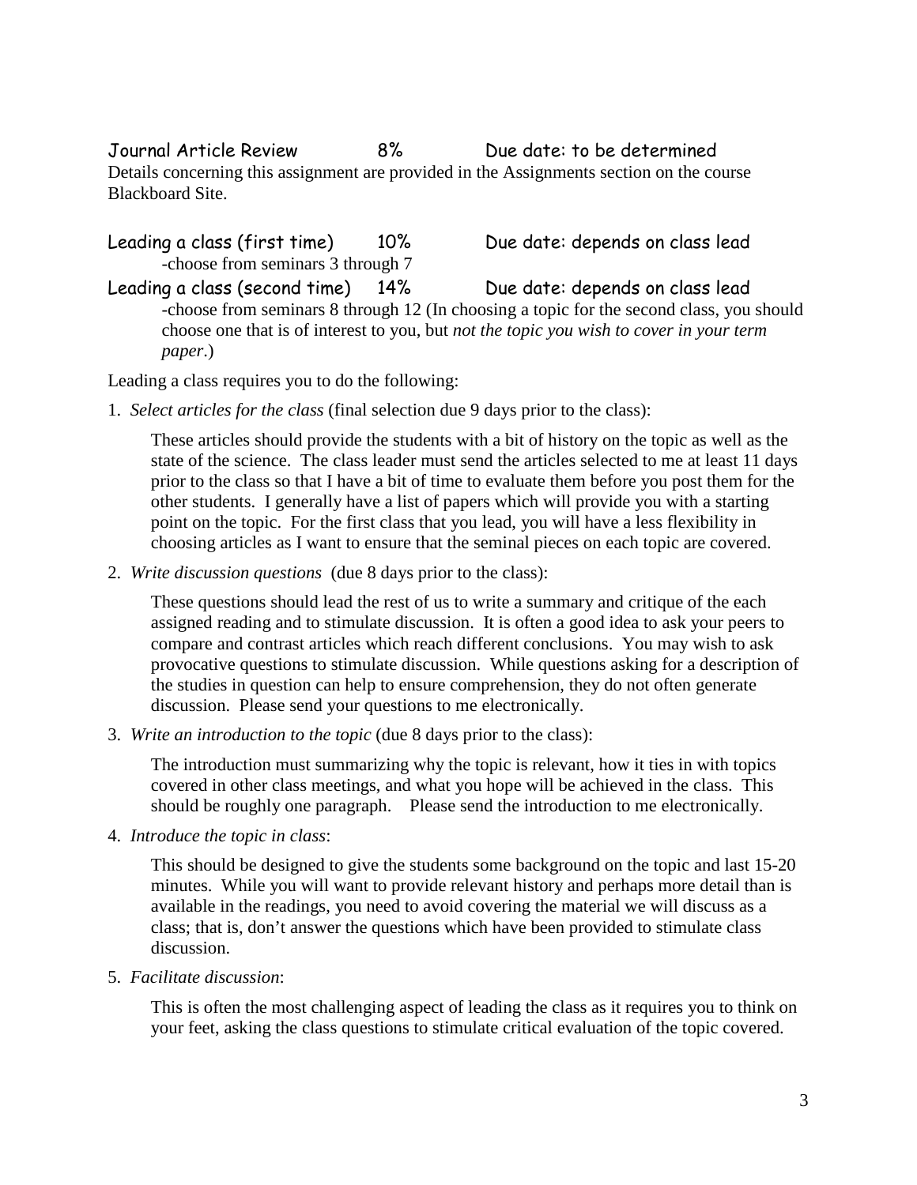**Journal Article Review** 8% Due date: to be determined

Details concerning this assignment are provided in the Assignments section on the course Blackboard Site.

**Leading a class (first time)** 10% Due date: depends on class lead

-choose from seminars 3 through 7

**Leading a class (second time)** 14% Due date: depends on class lead

-choose from seminars 8 through 12 (In choosing a topic for the second class, you should choose one that is of interest to you, but *not the topic you wish to cover in your term paper*.)

Leading a class requires you to do the following:

1. *Select articles for the class* (final selection due 9 days prior to the class):

   These articles should provide the students with a bit of history on the topic as well as the state of the science. The class leader must send the articles selected to me at least 11 days prior to the class so that I have a bit of time to evaluate them before you post them for the other students. I generally have a list of papers which will provide you with a starting point on the topic. For the first class that you lead, you will have a less flexibility in choosing articles as I want to ensure that the seminal pieces on each topic are covered.

2. *Write discussion questions* (due 8 days prior to the class):

   These questions should lead the rest of us to write a summary and critique of the each assigned reading and to stimulate discussion. It is often a good idea to ask your peers to compare and contrast articles which reach different conclusions. You may wish to ask provocative questions to stimulate discussion. While questions asking for a description of the studies in question can help to ensure comprehension, they do not often generate discussion. Please send your questions to me electronically.

3. *Write an introduction to the topic* (due 8 days prior to the class):

   The introduction must summarizing why the topic is relevant, how it ties in with topics covered in other class meetings, and what you hope will be achieved in the class. This should be roughly one paragraph. Please send the introduction to me electronically.

4. *Introduce the topic in class*:

   This should be designed to give the students some background on the topic and last 15-20 minutes. While you will want to provide relevant history and perhaps more detail than is available in the readings, you need to avoid covering the material we will discuss as a class; that is, don't answer the questions which have been provided to stimulate class discussion.

5. *Facilitate discussion*:

   This is often the most challenging aspect of leading the class as it requires you to think on your feet, asking the class questions to stimulate critical evaluation of the topic covered.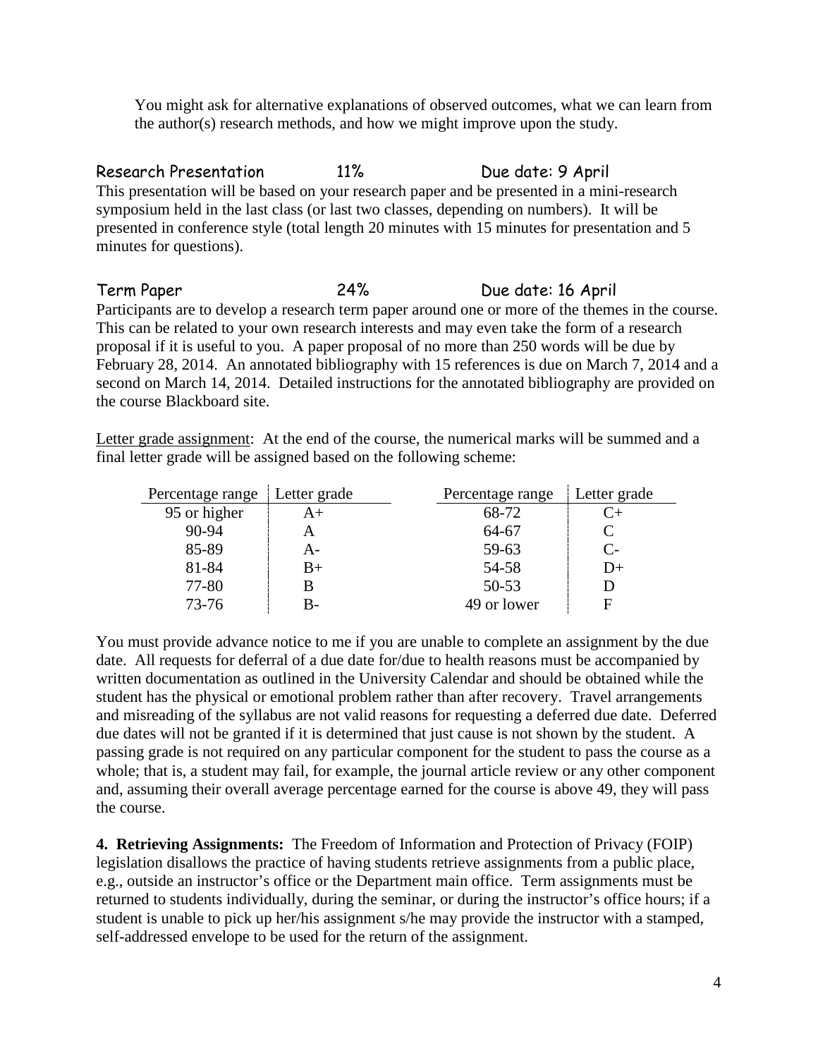You might ask for alternative explanations of observed outcomes, what we can learn from the author(s) research methods, and how we might improve upon the study.

### Research Presentation 11% Due date: 9 April

This presentation will be based on your research paper and be presented in a mini-research symposium held in the last class (or last two classes, depending on numbers). It will be presented in conference style (total length 20 minutes with 15 minutes for presentation and 5 minutes for questions).

### Term Paper 24% Due date: 16 April

Participants are to develop a research term paper around one or more of the themes in the course. This can be related to your own research interests and may even take the form of a research proposal if it is useful to you. A paper proposal of no more than 250 words will be due by February 28, 2014. An annotated bibliography with 15 references is due on March 7, 2014 and a second on March 14, 2014. Detailed instructions for the annotated bibliography are provided on the course Blackboard site.

Letter grade assignment: At the end of the course, the numerical marks will be summed and a final letter grade will be assigned based on the following scheme:

| Percentage range | Letter grade | Percentage range | Letter grade |
|---|---|---|---|
| 95 or higher | A+ | 68-72 | C+ |
| 90-94 | A | 64-67 | C |
| 85-89 | A- | 59-63 | C- |
| 81-84 | B+ | 54-58 | D+ |
| 77-80 | B | 50-53 | D |
| 73-76 | B- | 49 or lower | F |

You must provide advance notice to me if you are unable to complete an assignment by the due date. All requests for deferral of a due date for/due to health reasons must be accompanied by written documentation as outlined in the University Calendar and should be obtained while the student has the physical or emotional problem rather than after recovery. Travel arrangements and misreading of the syllabus are not valid reasons for requesting a deferred due date. Deferred due dates will not be granted if it is determined that just cause is not shown by the student. A passing grade is not required on any particular component for the student to pass the course as a whole; that is, a student may fail, for example, the journal article review or any other component and, assuming their overall average percentage earned for the course is above 49, they will pass the course.

**4. Retrieving Assignments:** The Freedom of Information and Protection of Privacy (FOIP) legislation disallows the practice of having students retrieve assignments from a public place, e.g., outside an instructor's office or the Department main office. Term assignments must be returned to students individually, during the seminar, or during the instructor's office hours; if a student is unable to pick up her/his assignment s/he may provide the instructor with a stamped, self-addressed envelope to be used for the return of the assignment.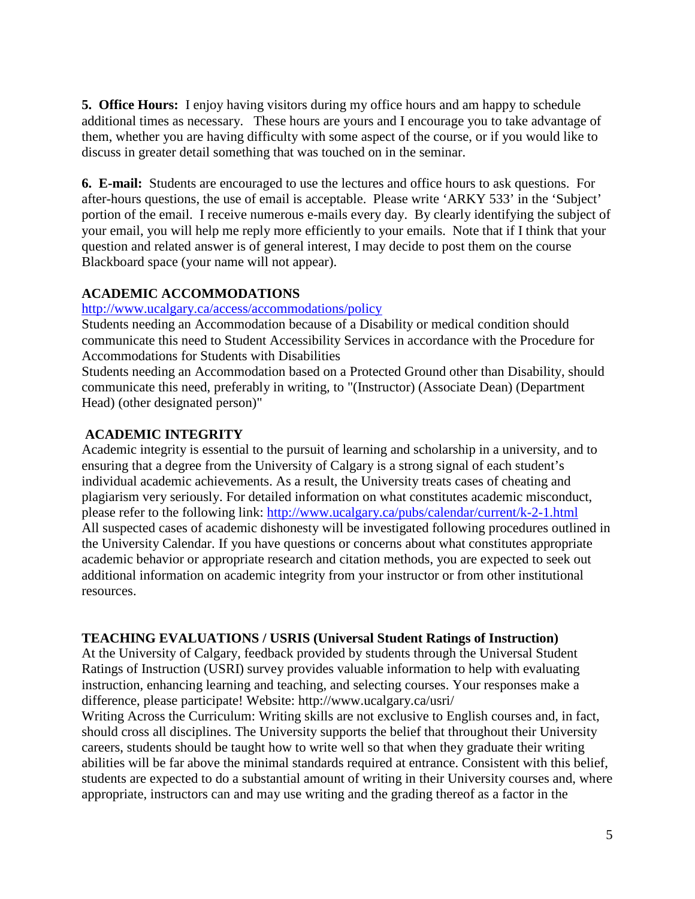**5. Office Hours:** I enjoy having visitors during my office hours and am happy to schedule additional times as necessary. These hours are yours and I encourage you to take advantage of them, whether you are having difficulty with some aspect of the course, or if you would like to discuss in greater detail something that was touched on in the seminar.

**6. E-mail:** Students are encouraged to use the lectures and office hours to ask questions. For after-hours questions, the use of email is acceptable. Please write 'ARKY 533' in the 'Subject' portion of the email. I receive numerous e-mails every day. By clearly identifying the subject of your email, you will help me reply more efficiently to your emails. Note that if I think that your question and related answer is of general interest, I may decide to post them on the course Blackboard space (your name will not appear).

**ACADEMIC ACCOMMODATIONS**

http://www.ucalgary.ca/access/accommodations/policy

Students needing an Accommodation because of a Disability or medical condition should communicate this need to Student Accessibility Services in accordance with the Procedure for Accommodations for Students with Disabilities

Students needing an Accommodation based on a Protected Ground other than Disability, should communicate this need, preferably in writing, to "(Instructor) (Associate Dean) (Department Head) (other designated person)"

**ACADEMIC INTEGRITY**

Academic integrity is essential to the pursuit of learning and scholarship in a university, and to ensuring that a degree from the University of Calgary is a strong signal of each student's individual academic achievements. As a result, the University treats cases of cheating and plagiarism very seriously. For detailed information on what constitutes academic misconduct, please refer to the following link: http://www.ucalgary.ca/pubs/calendar/current/k-2-1.html

All suspected cases of academic dishonesty will be investigated following procedures outlined in the University Calendar. If you have questions or concerns about what constitutes appropriate academic behavior or appropriate research and citation methods, you are expected to seek out additional information on academic integrity from your instructor or from other institutional resources.

**TEACHING EVALUATIONS / USRIS (Universal Student Ratings of Instruction)**

At the University of Calgary, feedback provided by students through the Universal Student Ratings of Instruction (USRI) survey provides valuable information to help with evaluating instruction, enhancing learning and teaching, and selecting courses. Your responses make a difference, please participate! Website: http://www.ucalgary.ca/usri/

Writing Across the Curriculum: Writing skills are not exclusive to English courses and, in fact, should cross all disciplines. The University supports the belief that throughout their University careers, students should be taught how to write well so that when they graduate their writing abilities will be far above the minimal standards required at entrance. Consistent with this belief, students are expected to do a substantial amount of writing in their University courses and, where appropriate, instructors can and may use writing and the grading thereof as a factor in the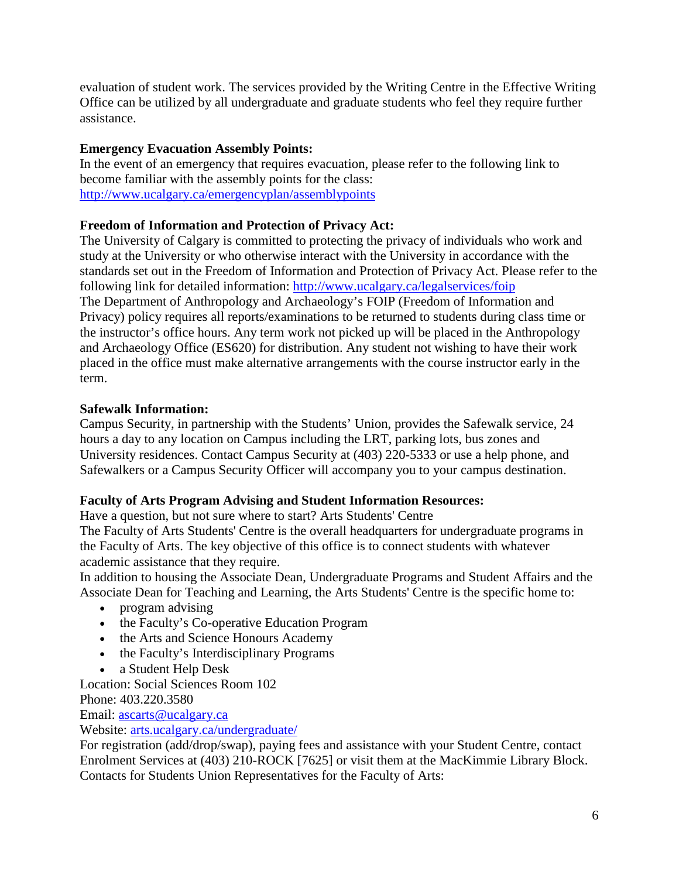evaluation of student work. The services provided by the Writing Centre in the Effective Writing Office can be utilized by all undergraduate and graduate students who feel they require further assistance.

**Emergency Evacuation Assembly Points:**
In the event of an emergency that requires evacuation, please refer to the following link to become familiar with the assembly points for the class:
[http://www.ucalgary.ca/emergencyplan/assemblypoints](http://www.ucalgary.ca/emergencyplan/assemblypoints)

**Freedom of Information and Protection of Privacy Act:**
The University of Calgary is committed to protecting the privacy of individuals who work and study at the University or who otherwise interact with the University in accordance with the standards set out in the Freedom of Information and Protection of Privacy Act. Please refer to the following link for detailed information: [http://www.ucalgary.ca/legalservices/foip](http://www.ucalgary.ca/legalservices/foip)
The Department of Anthropology and Archaeology's FOIP (Freedom of Information and Privacy) policy requires all reports/examinations to be returned to students during class time or the instructor's office hours. Any term work not picked up will be placed in the Anthropology and Archaeology Office (ES620) for distribution. Any student not wishing to have their work placed in the office must make alternative arrangements with the course instructor early in the term.

**Safewalk Information:**
Campus Security, in partnership with the Students' Union, provides the Safewalk service, 24 hours a day to any location on Campus including the LRT, parking lots, bus zones and University residences. Contact Campus Security at (403) 220-5333 or use a help phone, and Safewalkers or a Campus Security Officer will accompany you to your campus destination.

**Faculty of Arts Program Advising and Student Information Resources:**
Have a question, but not sure where to start? Arts Students' Centre
The Faculty of Arts Students' Centre is the overall headquarters for undergraduate programs in the Faculty of Arts. The key objective of this office is to connect students with whatever academic assistance that they require.
In addition to housing the Associate Dean, Undergraduate Programs and Student Affairs and the Associate Dean for Teaching and Learning, the Arts Students' Centre is the specific home to:

- program advising
- the Faculty's Co-operative Education Program
- the Arts and Science Honours Academy
- the Faculty's Interdisciplinary Programs
- a Student Help Desk

Location: Social Sciences Room 102
Phone: 403.220.3580
Email: [ascarts@ucalgary.ca](mailto:ascarts@ucalgary.ca)
Website: [arts.ucalgary.ca/undergraduate/](arts.ucalgary.ca/undergraduate/)
For registration (add/drop/swap), paying fees and assistance with your Student Centre, contact Enrolment Services at (403) 210-ROCK [7625] or visit them at the MacKimmie Library Block.
Contacts for Students Union Representatives for the Faculty of Arts: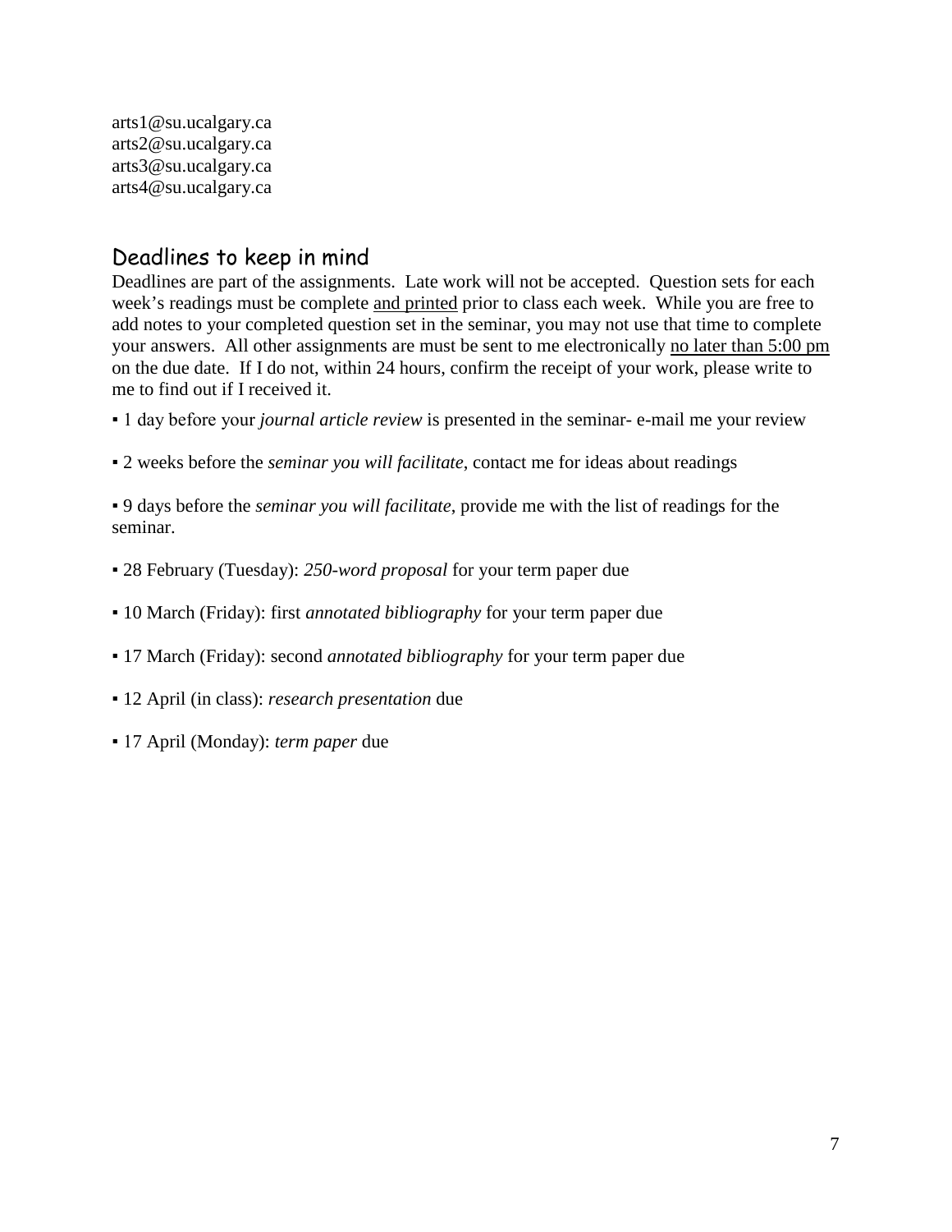arts1@su.ucalgary.ca
arts2@su.ucalgary.ca
arts3@su.ucalgary.ca
arts4@su.ucalgary.ca

## Deadlines to keep in mind

Deadlines are part of the assignments. Late work will not be accepted. Question sets for each week's readings must be complete <u>and printed</u> prior to class each week. While you are free to add notes to your completed question set in the seminar, you may not use that time to complete your answers. All other assignments are must be sent to me electronically <u>no later than 5:00 pm</u> on the due date. If I do not, within 24 hours, confirm the receipt of your work, please write to me to find out if I received it.

- 1 day before your *journal article review* is presented in the seminar- e-mail me your review
- 2 weeks before the *seminar you will facilitate*, contact me for ideas about readings
- 9 days before the *seminar you will facilitate*, provide me with the list of readings for the seminar.
- 28 February (Tuesday): *250-word proposal* for your term paper due
- 10 March (Friday): first *annotated bibliography* for your term paper due
- 17 March (Friday): second *annotated bibliography* for your term paper due
- 12 April (in class): *research presentation* due
- 17 April (Monday): *term paper* due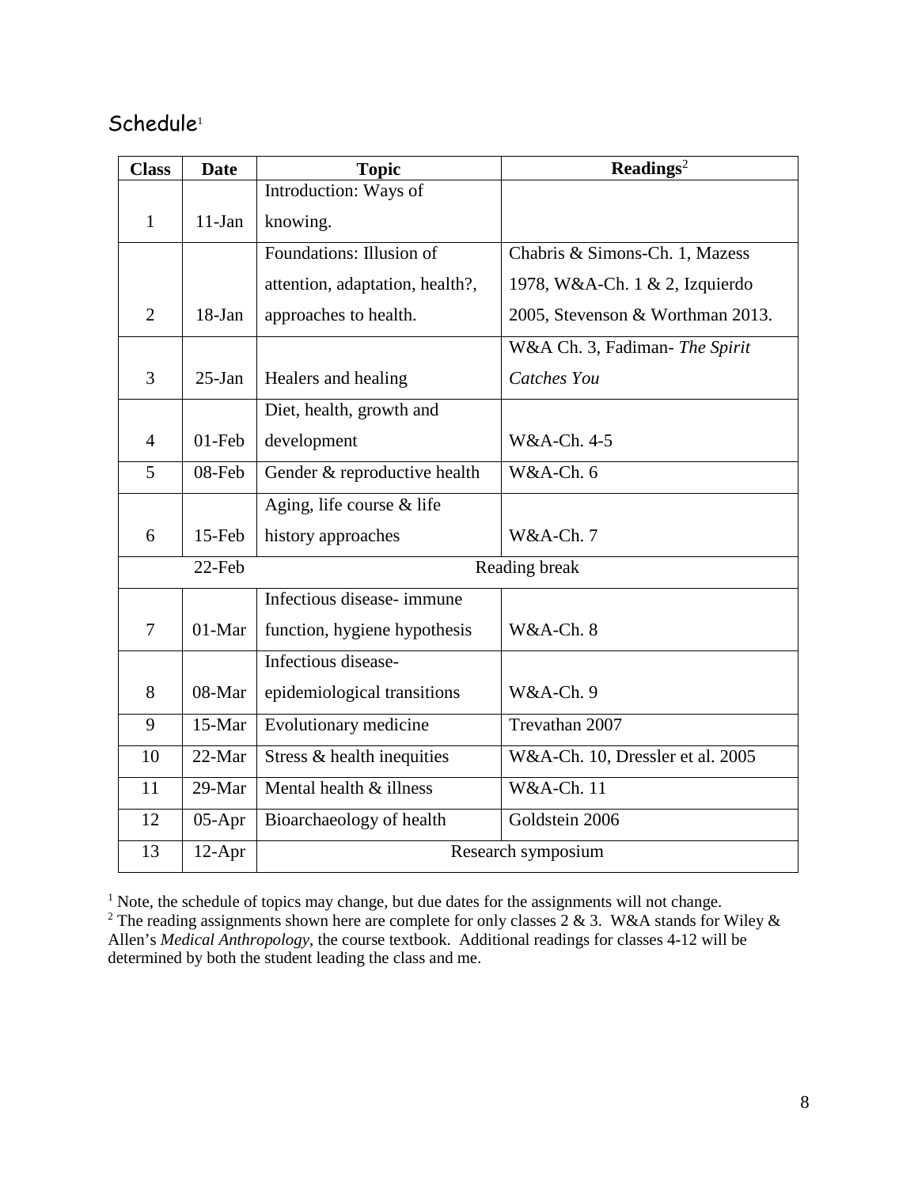## Schedule[1]

| Class | Date | Topic | Readings[2] |
|---|---|---|---|
| 1 | 11-Jan | Introduction: Ways of knowing. | |
| 2 | 18-Jan | Foundations: Illusion of attention, adaptation, health?, approaches to health. | Chabris & Simons-Ch. 1, Mazess 1978, W&A-Ch. 1 & 2, Izquierdo 2005, Stevenson & Worthman 2013. |
| 3 | 25-Jan | Healers and healing | W&A Ch. 3, Fadiman- *The Spirit Catches You* |
| 4 | 01-Feb | Diet, health, growth and development | W&A-Ch. 4-5 |
| 5 | 08-Feb | Gender & reproductive health | W&A-Ch. 6 |
| 6 | 15-Feb | Aging, life course & life history approaches | W&A-Ch. 7 |
| | 22-Feb | Reading break | |
| 7 | 01-Mar | Infectious disease- immune function, hygiene hypothesis | W&A-Ch. 8 |
| 8 | 08-Mar | Infectious disease- epidemiological transitions | W&A-Ch. 9 |
| 9 | 15-Mar | Evolutionary medicine | Trevathan 2007 |
| 10 | 22-Mar | Stress & health inequities | W&A-Ch. 10, Dressler et al. 2005 |
| 11 | 29-Mar | Mental health & illness | W&A-Ch. 11 |
| 12 | 05-Apr | Bioarchaeology of health | Goldstein 2006 |
| 13 | 12-Apr | Research symposium | |

[1] Note, the schedule of topics may change, but due dates for the assignments will not change.

[2] The reading assignments shown here are complete for only classes 2 & 3. W&A stands for Wiley & Allen's *Medical Anthropology*, the course textbook. Additional readings for classes 4-12 will be determined by both the student leading the class and me.